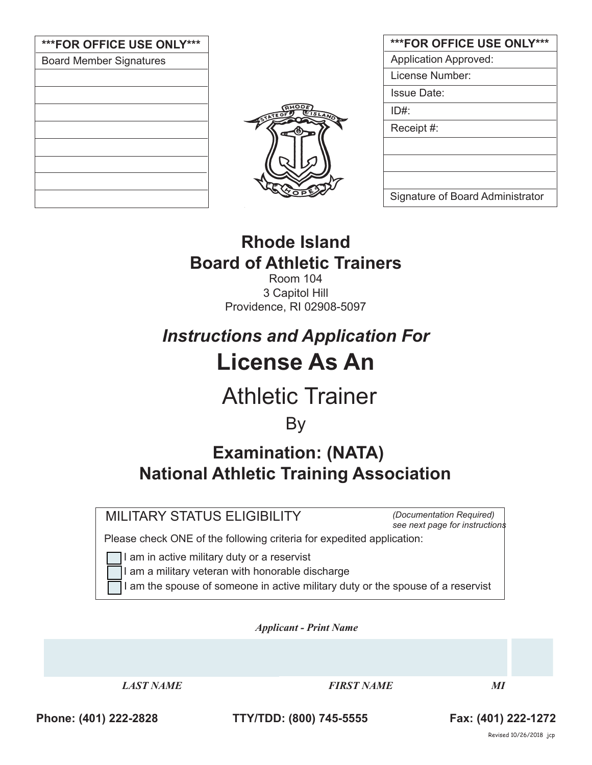| ***FOR OFFICE USE ONLY*** |
| --- |
| Board Member Signatures |
| |
| |
| |
| |
| |
| |
| |
| |

| ***FOR OFFICE USE ONLY*** |
| --- |
| Application Approved: |
| License Number: |
| Issue Date: |
| ID#: |
| Receipt #: |
| |
| |
| |
| Signature of Board Administrator |

# Rhode Island
# Board of Athletic Trainers

Room 104
3 Capitol Hill
Providence, RI 02908-5097

## *Instructions and Application For*

# License As An

# Athletic Trainer

By

## Examination: (NATA)
## National Athletic Training Association

MILITARY STATUS ELIGIBILITY *(Documentation Required) see next page for instructions*

Please check ONE of the following criteria for expedited application:

- ☐ I am in active military duty or a reservist
- ☐ I am a military veteran with honorable discharge
- ☐ I am the spouse of someone in active military duty or the spouse of a reservist

***Applicant - Print Name***

| | | |
| --- | --- | --- |
| ***LAST NAME*** | ***FIRST NAME*** | ***MI*** |

**Phone: (401) 222-2828** **TTY/TDD: (800) 745-5555** **Fax: (401) 222-1272**

Revised 10/26/2018 jcp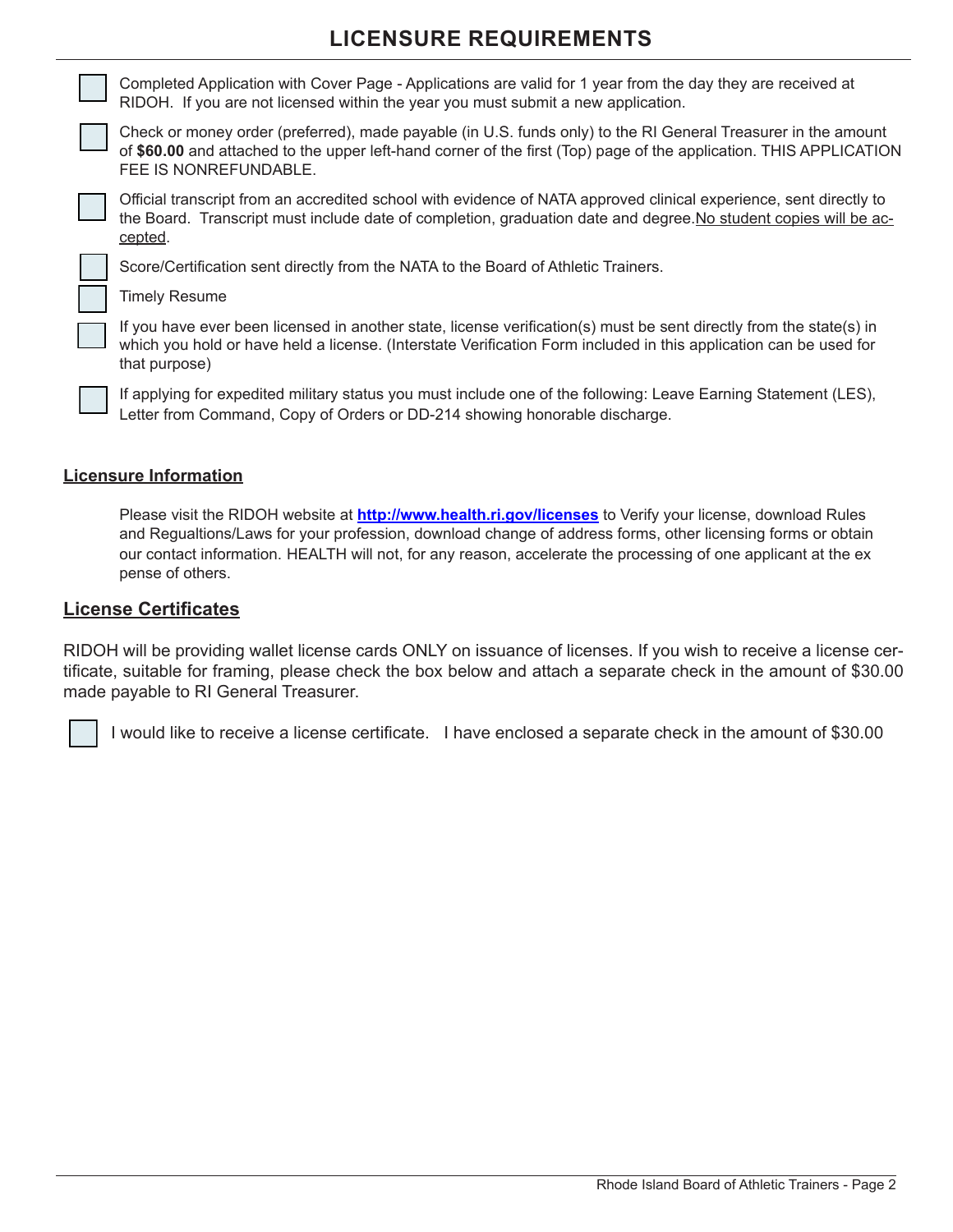# LICENSURE REQUIREMENTS

- [ ] Completed Application with Cover Page - Applications are valid for 1 year from the day they are received at RIDOH. If you are not licensed within the year you must submit a new application.
- [ ] Check or money order (preferred), made payable (in U.S. funds only) to the RI General Treasurer in the amount of **$60.00** and attached to the upper left-hand corner of the first (Top) page of the application. THIS APPLICATION FEE IS NONREFUNDABLE.
- [ ] Official transcript from an accredited school with evidence of NATA approved clinical experience, sent directly to the Board. Transcript must include date of completion, graduation date and degree. <u>No student copies will be accepted</u>.
- [ ] Score/Certification sent directly from the NATA to the Board of Athletic Trainers.
- [ ] Timely Resume
- [ ] If you have ever been licensed in another state, license verification(s) must be sent directly from the state(s) in which you hold or have held a license. (Interstate Verification Form included in this application can be used for that purpose)
- [ ] If applying for expedited military status you must include one of the following: Leave Earning Statement (LES), Letter from Command, Copy of Orders or DD-214 showing honorable discharge.

## <u>Licensure Information</u>

Please visit the RIDOH website at **http://www.health.ri.gov/licenses** to Verify your license, download Rules and Regualtions/Laws for your profession, download change of address forms, other licensing forms or obtain our contact information. HEALTH will not, for any reason, accelerate the processing of one applicant at the expense of others.

## <u>License Certificates</u>

RIDOH will be providing wallet license cards ONLY on issuance of licenses. If you wish to receive a license certificate, suitable for framing, please check the box below and attach a separate check in the amount of $30.00 made payable to RI General Treasurer.

- [ ] I would like to receive a license certificate. I have enclosed a separate check in the amount of $30.00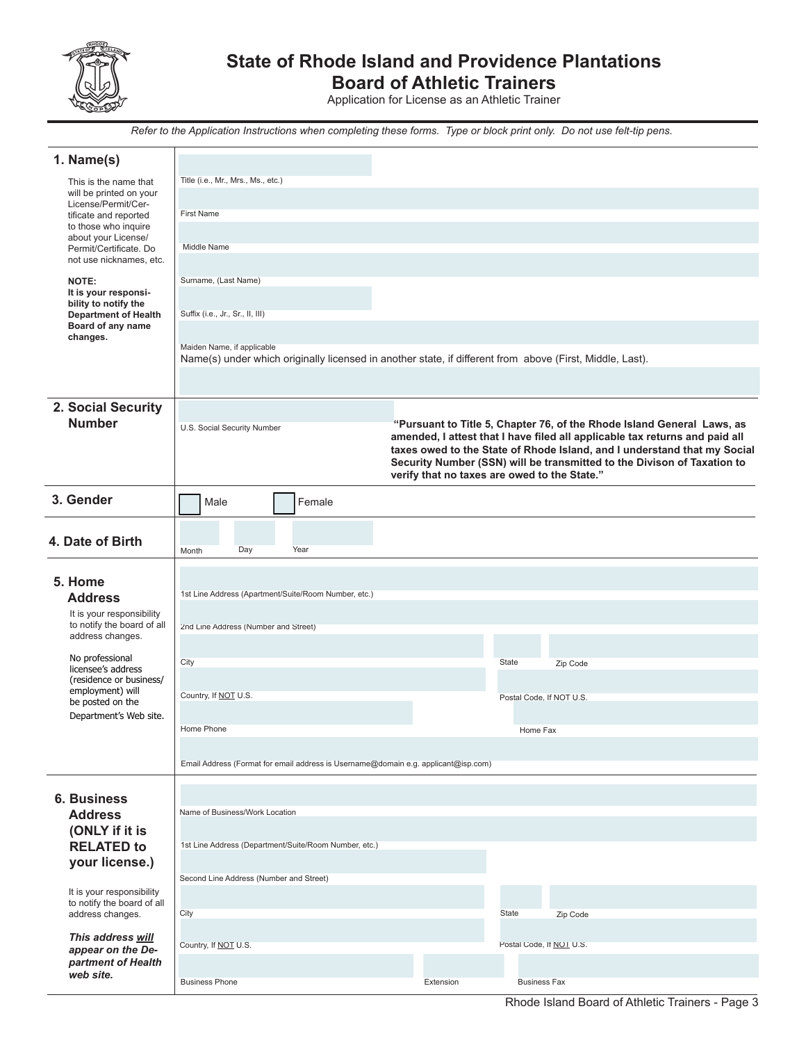# State of Rhode Island and Providence Plantations
## Board of Athletic Trainers

Application for License as an Athletic Trainer

*Refer to the Application Instructions when completing these forms. Type or block print only. Do not use felt-tip pens.*

### 1. Name(s)

This is the name that will be printed on your License/Permit/Certificate and reported to those who inquire about your License/Permit/Certificate. Do not use nicknames, etc.

**NOTE: It is your responsibility to notify the Department of Health Board of any name changes.**

Title (i.e., Mr., Mrs., Ms., etc.)

First Name

Middle Name

Surname, (Last Name)

Suffix (i.e., Jr., Sr., II, III)

Maiden Name, if applicable

Name(s) under which originally licensed in another state, if different from above (First, Middle, Last).

### 2. Social Security Number

U.S. Social Security Number

**"Pursuant to Title 5, Chapter 76, of the Rhode Island General Laws, as amended, I attest that I have filed all applicable tax returns and paid all taxes owed to the State of Rhode Island, and I understand that my Social Security Number (SSN) will be transmitted to the Divison of Taxation to verify that no taxes are owed to the State."**

### 3. Gender

☐ Male ☐ Female

### 4. Date of Birth

Month Day Year

### 5. Home Address

It is your responsibility to notify the board of all address changes.

No professional licensee's address (residence or business/employment) will be posted on the Department's Web site.

1st Line Address (Apartment/Suite/Room Number, etc.)

2nd Line Address (Number and Street)

City State Zip Code

Country, If NOT U.S. Postal Code, If NOT U.S.

Home Phone Home Fax

Email Address (Format for email address is Username@domain e.g. applicant@isp.com)

### 6. Business Address (ONLY if it is RELATED to your license.)

It is your responsibility to notify the board of all address changes.

***This address will appear on the Department of Health web site.***

Name of Business/Work Location

1st Line Address (Department/Suite/Room Number, etc.)

Second Line Address (Number and Street)

City State Zip Code

Country, If NOT U.S. Postal Code, If NOT U.S.

Business Phone Extension Business Fax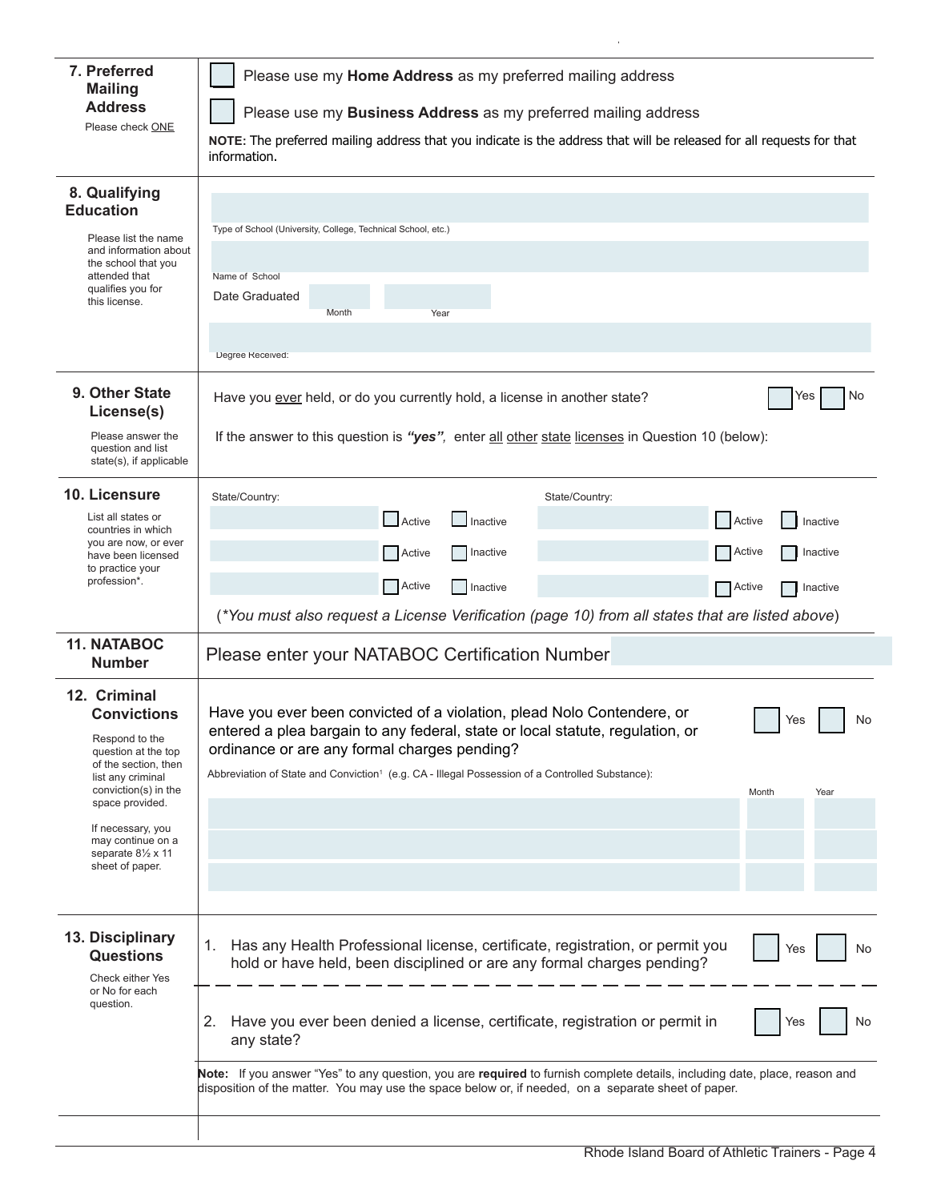## 7. Preferred Mailing Address

Please check ONE

☐ Please use my **Home Address** as my preferred mailing address

☐ Please use my **Business Address** as my preferred mailing address

**NOTE:** The preferred mailing address that you indicate is the address that will be released for all requests for that information.

## 8. Qualifying Education

Please list the name and information about the school that you attended that qualifies you for this license.

Type of School (University, College, Technical School, etc.)

Name of School

Date Graduated ______ Month ______ Year

Degree Received:

## 9. Other State License(s)

Please answer the question and list state(s), if applicable

Have you ever held, or do you currently hold, a license in another state? ☐ Yes ☐ No

If the answer to this question is ***"yes"***, enter all other state licenses in Question 10 (below):

## 10. Licensure

List all states or countries in which you are now, or ever have been licensed to practice your profession*.

| State/Country: | | | State/Country: | | |
|---|---|---|---|---|---|
| | ☐ Active | ☐ Inactive | | ☐ Active | ☐ Inactive |
| | ☐ Active | ☐ Inactive | | ☐ Active | ☐ Inactive |
| | ☐ Active | ☐ Inactive | | ☐ Active | ☐ Inactive |

(**You must also request a License Verification (page 10) from all states that are listed above*)

## 11. NATABOC Number

Please enter your NATABOC Certification Number

## 12. Criminal Convictions

Respond to the question at the top of the section, then list any criminal conviction(s) in the space provided.

If necessary, you may continue on a separate 8½ x 11 sheet of paper.

Have you ever been convicted of a violation, plead Nolo Contendere, or entered a plea bargain to any federal, state or local statute, regulation, or ordinance or are any formal charges pending? ☐ Yes ☐ No

| Abbreviation of State and Conviction[1] (e.g. CA - Illegal Possession of a Controlled Substance): | Month | Year |
|---|---|---|
| | | |
| | | |
| | | |

## 13. Disciplinary Questions

Check either Yes or No for each question.

1. Has any Health Professional license, certificate, registration, or permit you hold or have held, been disciplined or are any formal charges pending? ☐ Yes ☐ No

2. Have you ever been denied a license, certificate, registration or permit in any state? ☐ Yes ☐ No

**Note:** If you answer "Yes" to any question, you are **required** to furnish complete details, including date, place, reason and disposition of the matter. You may use the space below or, if needed, on a separate sheet of paper.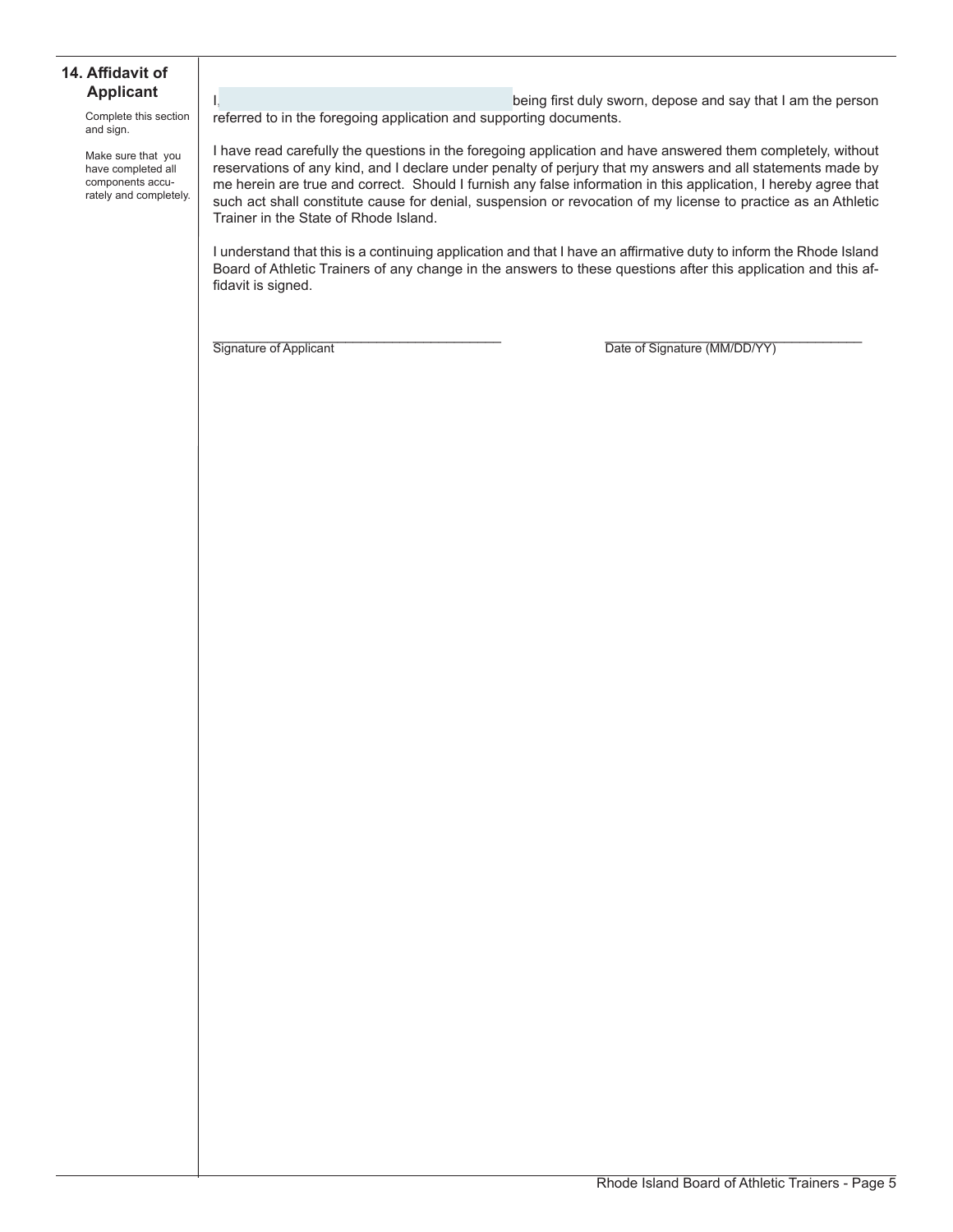## 14. Affidavit of Applicant

Complete this section and sign.

Make sure that you have completed all components accurately and completely.

I, ______________________________ being first duly sworn, depose and say that I am the person referred to in the foregoing application and supporting documents.

I have read carefully the questions in the foregoing application and have answered them completely, without reservations of any kind, and I declare under penalty of perjury that my answers and all statements made by me herein are true and correct. Should I furnish any false information in this application, I hereby agree that such act shall constitute cause for denial, suspension or revocation of my license to practice as an Athletic Trainer in the State of Rhode Island.

I understand that this is a continuing application and that I have an affirmative duty to inform the Rhode Island Board of Athletic Trainers of any change in the answers to these questions after this application and this affidavit is signed.

______________________________________
Signature of Applicant

______________________________________
Date of Signature (MM/DD/YY)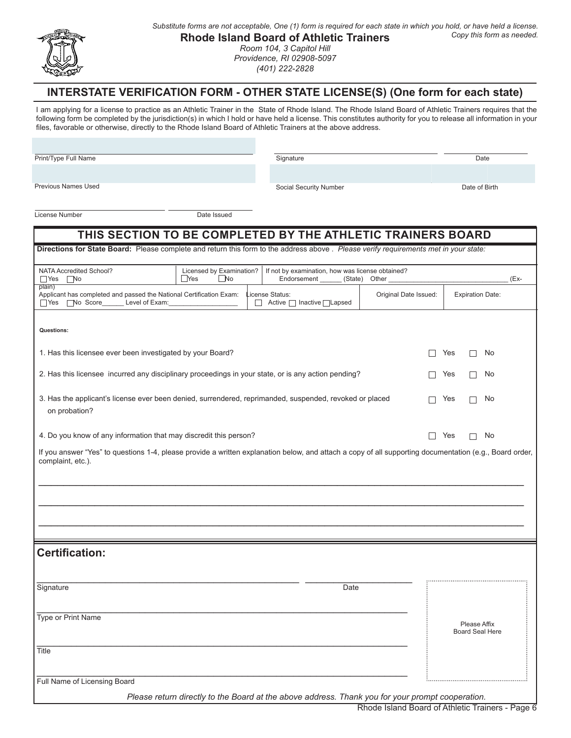*Substitute forms are not acceptable, One (1) form is required for each state in which you hold, or have held a license. Copy this form as needed.*

**Rhode Island Board of Athletic Trainers**

*Room 104, 3 Capitol Hill*
*Providence, RI 02908-5097*
*(401) 222-2828*

## INTERSTATE VERIFICATION FORM - OTHER STATE LICENSE(S) (One form for each state)

I am applying for a license to practice as an Athletic Trainer in the State of Rhode Island. The Rhode Island Board of Athletic Trainers requires that the following form be completed by the jurisdiction(s) in which I hold or have held a license. This constitutes authority for you to release all information in your files, favorable or otherwise, directly to the Rhode Island Board of Athletic Trainers at the above address.

| | | |
|---|---|---|
| Print/Type Full Name | Signature | Date |
| Previous Names Used | Social Security Number | Date of Birth |
| License Number | Date Issued | |

## THIS SECTION TO BE COMPLETED BY THE ATHLETIC TRAINERS BOARD

**Directions for State Board:** Please complete and return this form to the address above . *Please verify requirements met in your state:*

| | | | | |
|---|---|---|---|---|
| NATA Accredited School? ☐ Yes ☐ No | Licensed by Examination? ☐ Yes ☐ No | If not by examination, how was license obtained? Endorsement ______ (State) Other ________________________________ (Explain) | | |
| Applicant has completed and passed the National Certification Exam: ☐ Yes ☐ No Score______ Level of Exam:__________________ | | License Status: ☐ Active ☐ Inactive ☐ Lapsed | Original Date Issued: | Expiration Date: |

**Questions:**

1. Has this licensee ever been investigated by your Board? ☐ Yes ☐ No
2. Has this licensee incurred any disciplinary proceedings in your state, or is any action pending? ☐ Yes ☐ No
3. Has the applicant's license ever been denied, surrendered, reprimanded, suspended, revoked or placed on probation? ☐ Yes ☐ No
4. Do you know of any information that may discredit this person? ☐ Yes ☐ No

If you answer "Yes" to questions 1-4, please provide a written explanation below, and attach a copy of all supporting documentation (e.g., Board order, complaint, etc.).

_______________________________________________________________________________

_______________________________________________________________________________

_______________________________________________________________________________

## Certification:

Signature ______________________________ Date ______________

Type or Print Name ______________________________

Title ______________________________

Full Name of Licensing Board ______________________________

Please Affix Board Seal Here

*Please return directly to the Board at the above address. Thank you for your prompt cooperation.*